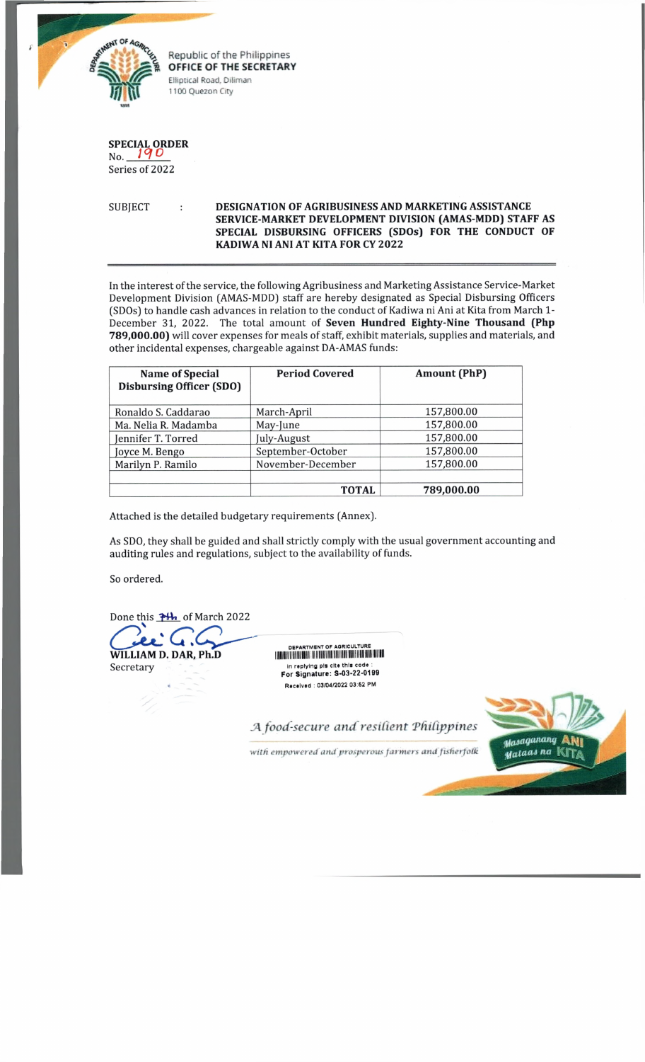Republic of the Philippines
**OFFICE OF THE SECRETARY**
Elliptical Road, Diliman
1100 Quezon City

**SPECIAL ORDER**
No. 190
Series of 2022

SUBJECT : **DESIGNATION OF AGRIBUSINESS AND MARKETING ASSISTANCE SERVICE-MARKET DEVELOPMENT DIVISION (AMAS-MDD) STAFF AS SPECIAL DISBURSING OFFICERS (SDOs) FOR THE CONDUCT OF KADIWA NI ANI AT KITA FOR CY 2022**

In the interest of the service, the following Agribusiness and Marketing Assistance Service-Market Development Division (AMAS-MDD) staff are hereby designated as Special Disbursing Officers (SDOs) to handle cash advances in relation to the conduct of Kadiwa ni Ani at Kita from March 1-December 31, 2022. The total amount of **Seven Hundred Eighty-Nine Thousand (Php 789,000.00)** will cover expenses for meals of staff, exhibit materials, supplies and materials, and other incidental expenses, chargeable against DA-AMAS funds:

| Name of Special Disbursing Officer (SDO) | Period Covered | Amount (PhP) |
|---|---|---|
| Ronaldo S. Caddarao | March-April | 157,800.00 |
| Ma. Nelia R. Madamba | May-June | 157,800.00 |
| Jennifer T. Torred | July-August | 157,800.00 |
| Joyce M. Bengo | September-October | 157,800.00 |
| Marilyn P. Ramilo | November-December | 157,800.00 |
| | | |
| | **TOTAL** | **789,000.00** |

Attached is the detailed budgetary requirements (Annex).

As SDO, they shall be guided and shall strictly comply with the usual government accounting and auditing rules and regulations, subject to the availability of funds.

So ordered.

Done this 7th of March 2022

**WILLIAM D. DAR, Ph.D**
Secretary

DEPARTMENT OF AGRICULTURE
in replying pls cite this code :
For Signature: S-03-22-0199
Received : 03/04/2022 03:52 PM

*A food-secure and resilient Philippines*
*with empowered and prosperous farmers and fisherfolk*

Masaganang ANI Mataas na KITA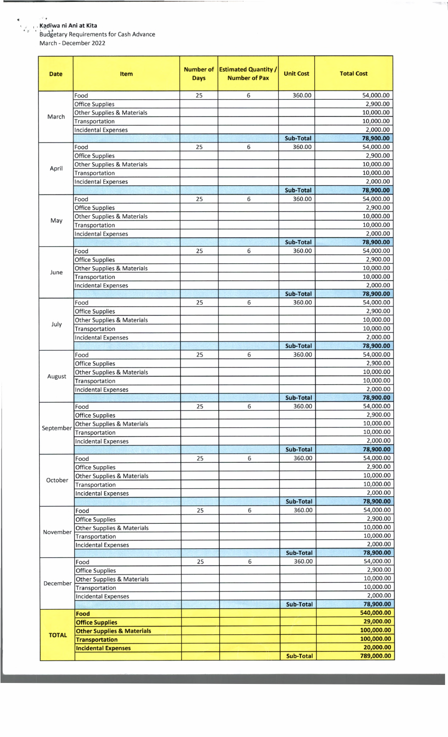**Kadiwa ni Ani at Kita**
Budgetary Requirements for Cash Advance
March - December 2022

| Date | Item | Number of Days | Estimated Quantity / Number of Pax | Unit Cost | Total Cost |
|---|---|---|---|---|---|
| March | Food | 25 | 6 | 360.00 | 54,000.00 |
| | Office Supplies | | | | 2,900.00 |
| | Other Supplies & Materials | | | | 10,000.00 |
| | Transportation | | | | 10,000.00 |
| | Incidental Expenses | | | | 2,000.00 |
| | | | | **Sub-Total** | **78,900.00** |
| April | Food | 25 | 6 | 360.00 | 54,000.00 |
| | Office Supplies | | | | 2,900.00 |
| | Other Supplies & Materials | | | | 10,000.00 |
| | Transportation | | | | 10,000.00 |
| | Incidental Expenses | | | | 2,000.00 |
| | | | | **Sub-Total** | **78,900.00** |
| May | Food | 25 | 6 | 360.00 | 54,000.00 |
| | Office Supplies | | | | 2,900.00 |
| | Other Supplies & Materials | | | | 10,000.00 |
| | Transportation | | | | 10,000.00 |
| | Incidental Expenses | | | | 2,000.00 |
| | | | | **Sub-Total** | **78,900.00** |
| June | Food | 25 | 6 | 360.00 | 54,000.00 |
| | Office Supplies | | | | 2,900.00 |
| | Other Supplies & Materials | | | | 10,000.00 |
| | Transportation | | | | 10,000.00 |
| | Incidental Expenses | | | | 2,000.00 |
| | | | | **Sub-Total** | **78,900.00** |
| July | Food | 25 | 6 | 360.00 | 54,000.00 |
| | Office Supplies | | | | 2,900.00 |
| | Other Supplies & Materials | | | | 10,000.00 |
| | Transportation | | | | 10,000.00 |
| | Incidental Expenses | | | | 2,000.00 |
| | | | | **Sub-Total** | **78,900.00** |
| August | Food | 25 | 6 | 360.00 | 54,000.00 |
| | Office Supplies | | | | 2,900.00 |
| | Other Supplies & Materials | | | | 10,000.00 |
| | Transportation | | | | 10,000.00 |
| | Incidental Expenses | | | | 2,000.00 |
| | | | | **Sub-Total** | **78,900.00** |
| September | Food | 25 | 6 | 360.00 | 54,000.00 |
| | Office Supplies | | | | 2,900.00 |
| | Other Supplies & Materials | | | | 10,000.00 |
| | Transportation | | | | 10,000.00 |
| | Incidental Expenses | | | | 2,000.00 |
| | | | | **Sub-Total** | **78,900.00** |
| October | Food | 25 | 6 | 360.00 | 54,000.00 |
| | Office Supplies | | | | 2,900.00 |
| | Other Supplies & Materials | | | | 10,000.00 |
| | Transportation | | | | 10,000.00 |
| | Incidental Expenses | | | | 2,000.00 |
| | | | | **Sub-Total** | **78,900.00** |
| November | Food | 25 | 6 | 360.00 | 54,000.00 |
| | Office Supplies | | | | 2,900.00 |
| | Other Supplies & Materials | | | | 10,000.00 |
| | Transportation | | | | 10,000.00 |
| | Incidental Expenses | | | | 2,000.00 |
| | | | | **Sub-Total** | **78,900.00** |
| December | Food | 25 | 6 | 360.00 | 54,000.00 |
| | Office Supplies | | | | 2,900.00 |
| | Other Supplies & Materials | | | | 10,000.00 |
| | Transportation | | | | 10,000.00 |
| | Incidental Expenses | | | | 2,000.00 |
| | | | | **Sub-Total** | **78,900.00** |
| **TOTAL** | **Food** | | | | **540,000.00** |
| | **Office Supplies** | | | | **29,000.00** |
| | **Other Supplies & Materials** | | | | **100,000.00** |
| | **Transportation** | | | | **100,000.00** |
| | **Incidental Expenses** | | | | **20,000.00** |
| | | | | **Sub-Total** | **789,000.00** |